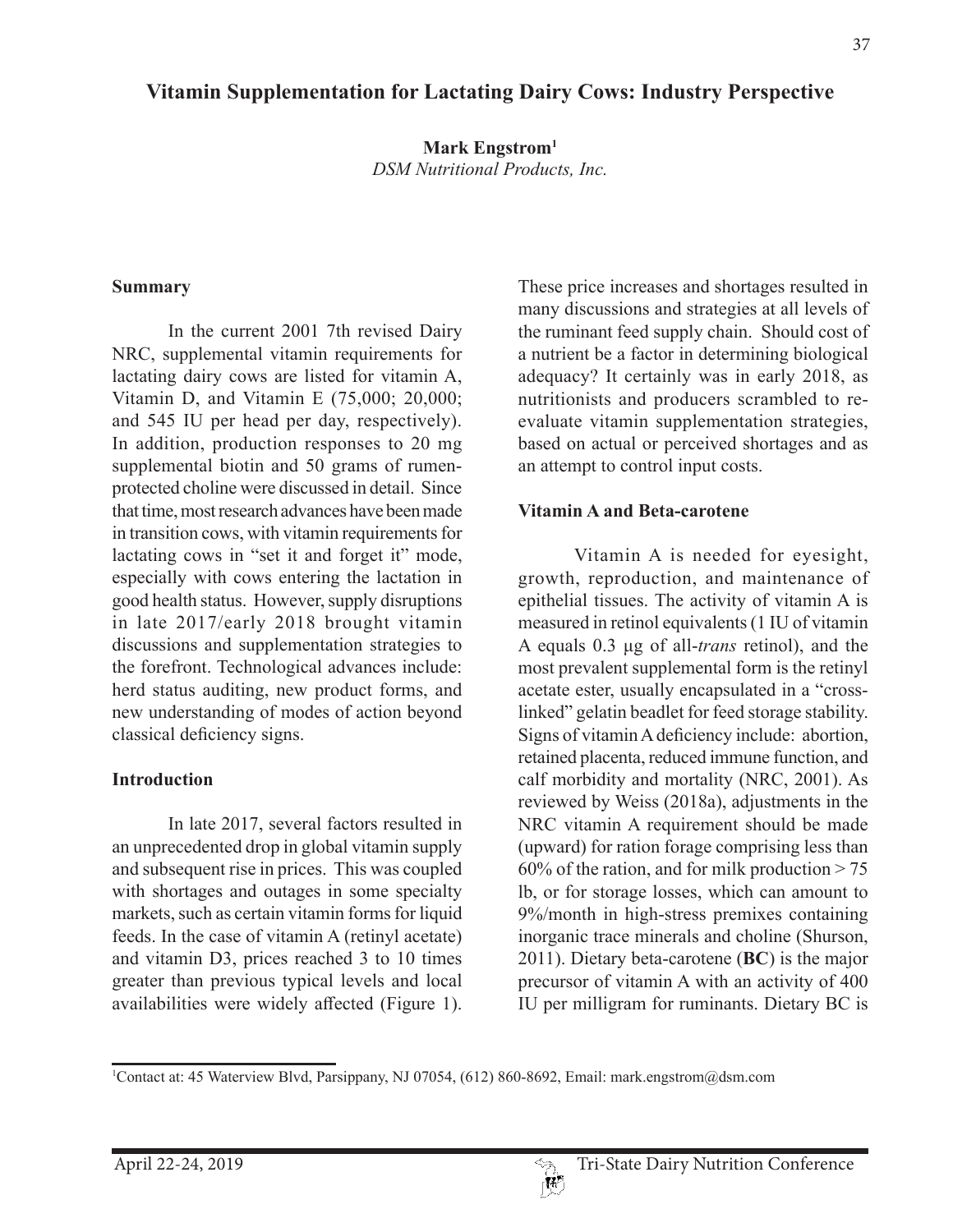# Vitamin Supplementation for Lactating Dairy Cows: Industry Perspective

**Mark Engstrom**[1]
*DSM Nutritional Products, Inc.*

## Summary

In the current 2001 7th revised Dairy NRC, supplemental vitamin requirements for lactating dairy cows are listed for vitamin A, Vitamin D, and Vitamin E (75,000; 20,000; and 545 IU per head per day, respectively). In addition, production responses to 20 mg supplemental biotin and 50 grams of rumen-protected choline were discussed in detail. Since that time, most research advances have been made in transition cows, with vitamin requirements for lactating cows in "set it and forget it" mode, especially with cows entering the lactation in good health status. However, supply disruptions in late 2017/early 2018 brought vitamin discussions and supplementation strategies to the forefront. Technological advances include: herd status auditing, new product forms, and new understanding of modes of action beyond classical deficiency signs.

## Introduction

In late 2017, several factors resulted in an unprecedented drop in global vitamin supply and subsequent rise in prices. This was coupled with shortages and outages in some specialty markets, such as certain vitamin forms for liquid feeds. In the case of vitamin A (retinyl acetate) and vitamin D3, prices reached 3 to 10 times greater than previous typical levels and local availabilities were widely affected (Figure 1). These price increases and shortages resulted in many discussions and strategies at all levels of the ruminant feed supply chain. Should cost of a nutrient be a factor in determining biological adequacy? It certainly was in early 2018, as nutritionists and producers scrambled to re-evaluate vitamin supplementation strategies, based on actual or perceived shortages and as an attempt to control input costs.

## Vitamin A and Beta-carotene

Vitamin A is needed for eyesight, growth, reproduction, and maintenance of epithelial tissues. The activity of vitamin A is measured in retinol equivalents (1 IU of vitamin A equals 0.3 μg of all-*trans* retinol), and the most prevalent supplemental form is the retinyl acetate ester, usually encapsulated in a "cross-linked" gelatin beadlet for feed storage stability. Signs of vitamin A deficiency include: abortion, retained placenta, reduced immune function, and calf morbidity and mortality (NRC, 2001). As reviewed by Weiss (2018a), adjustments in the NRC vitamin A requirement should be made (upward) for ration forage comprising less than 60% of the ration, and for milk production > 75 lb, or for storage losses, which can amount to 9%/month in high-stress premixes containing inorganic trace minerals and choline (Shurson, 2011). Dietary beta-carotene (**BC**) is the major precursor of vitamin A with an activity of 400 IU per milligram for ruminants. Dietary BC is

[1]Contact at: 45 Waterview Blvd, Parsippany, NJ 07054, (612) 860-8692, Email: mark.engstrom@dsm.com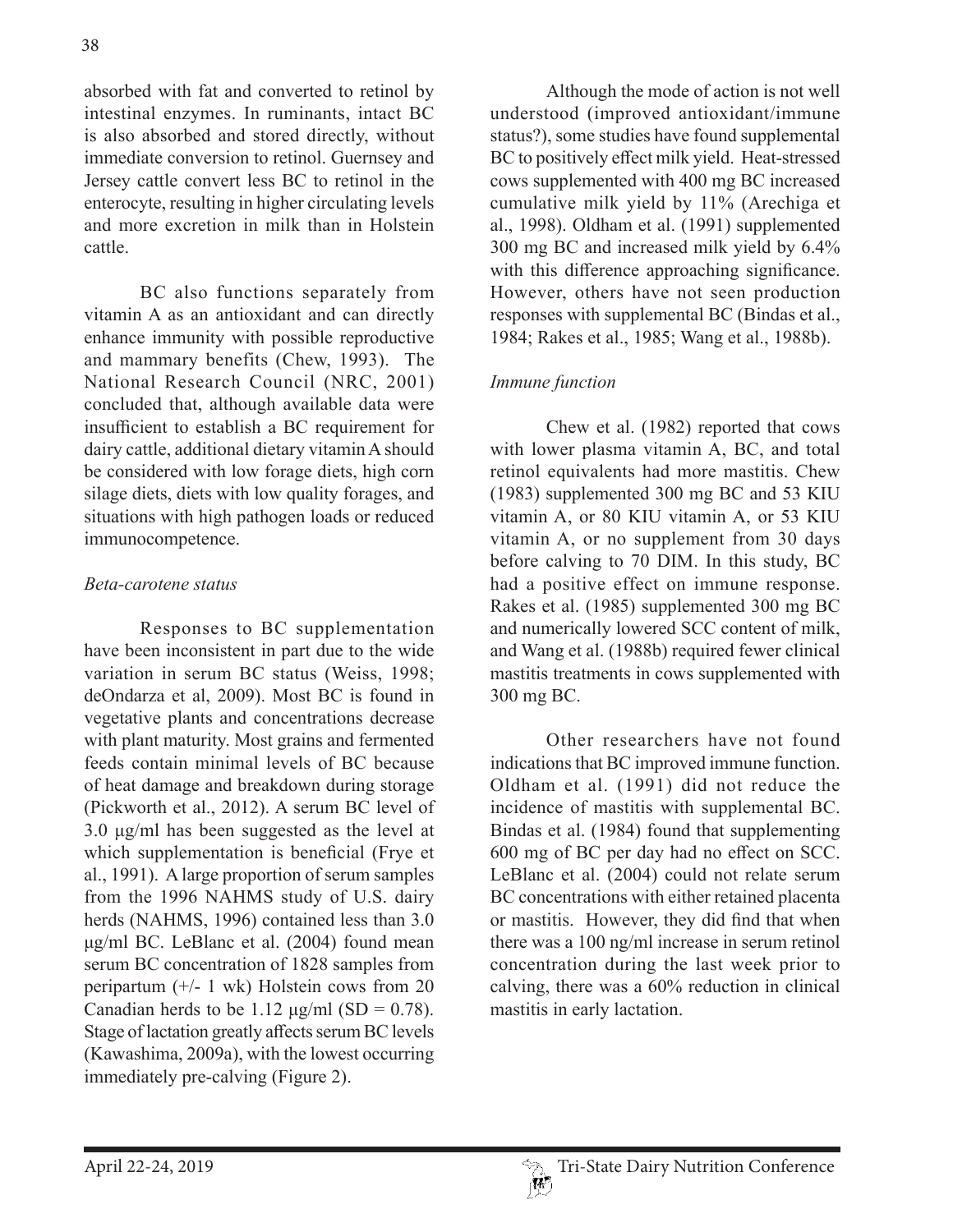absorbed with fat and converted to retinol by intestinal enzymes. In ruminants, intact BC is also absorbed and stored directly, without immediate conversion to retinol. Guernsey and Jersey cattle convert less BC to retinol in the enterocyte, resulting in higher circulating levels and more excretion in milk than in Holstein cattle.

BC also functions separately from vitamin A as an antioxidant and can directly enhance immunity with possible reproductive and mammary benefits (Chew, 1993). The National Research Council (NRC, 2001) concluded that, although available data were insufficient to establish a BC requirement for dairy cattle, additional dietary vitamin A should be considered with low forage diets, high corn silage diets, diets with low quality forages, and situations with high pathogen loads or reduced immunocompetence.

*Beta-carotene status*

Responses to BC supplementation have been inconsistent in part due to the wide variation in serum BC status (Weiss, 1998; deOndarza et al, 2009). Most BC is found in vegetative plants and concentrations decrease with plant maturity. Most grains and fermented feeds contain minimal levels of BC because of heat damage and breakdown during storage (Pickworth et al., 2012). A serum BC level of 3.0 μg/ml has been suggested as the level at which supplementation is beneficial (Frye et al., 1991). A large proportion of serum samples from the 1996 NAHMS study of U.S. dairy herds (NAHMS, 1996) contained less than 3.0 μg/ml BC. LeBlanc et al. (2004) found mean serum BC concentration of 1828 samples from peripartum (+/- 1 wk) Holstein cows from 20 Canadian herds to be 1.12 μg/ml (SD = 0.78). Stage of lactation greatly affects serum BC levels (Kawashima, 2009a), with the lowest occurring immediately pre-calving (Figure 2).

Although the mode of action is not well understood (improved antioxidant/immune status?), some studies have found supplemental BC to positively effect milk yield. Heat-stressed cows supplemented with 400 mg BC increased cumulative milk yield by 11% (Arechiga et al., 1998). Oldham et al. (1991) supplemented 300 mg BC and increased milk yield by 6.4% with this difference approaching significance. However, others have not seen production responses with supplemental BC (Bindas et al., 1984; Rakes et al., 1985; Wang et al., 1988b).

*Immune function*

Chew et al. (1982) reported that cows with lower plasma vitamin A, BC, and total retinol equivalents had more mastitis. Chew (1983) supplemented 300 mg BC and 53 KIU vitamin A, or 80 KIU vitamin A, or 53 KIU vitamin A, or no supplement from 30 days before calving to 70 DIM. In this study, BC had a positive effect on immune response. Rakes et al. (1985) supplemented 300 mg BC and numerically lowered SCC content of milk, and Wang et al. (1988b) required fewer clinical mastitis treatments in cows supplemented with 300 mg BC.

Other researchers have not found indications that BC improved immune function. Oldham et al. (1991) did not reduce the incidence of mastitis with supplemental BC. Bindas et al. (1984) found that supplementing 600 mg of BC per day had no effect on SCC. LeBlanc et al. (2004) could not relate serum BC concentrations with either retained placenta or mastitis. However, they did find that when there was a 100 ng/ml increase in serum retinol concentration during the last week prior to calving, there was a 60% reduction in clinical mastitis in early lactation.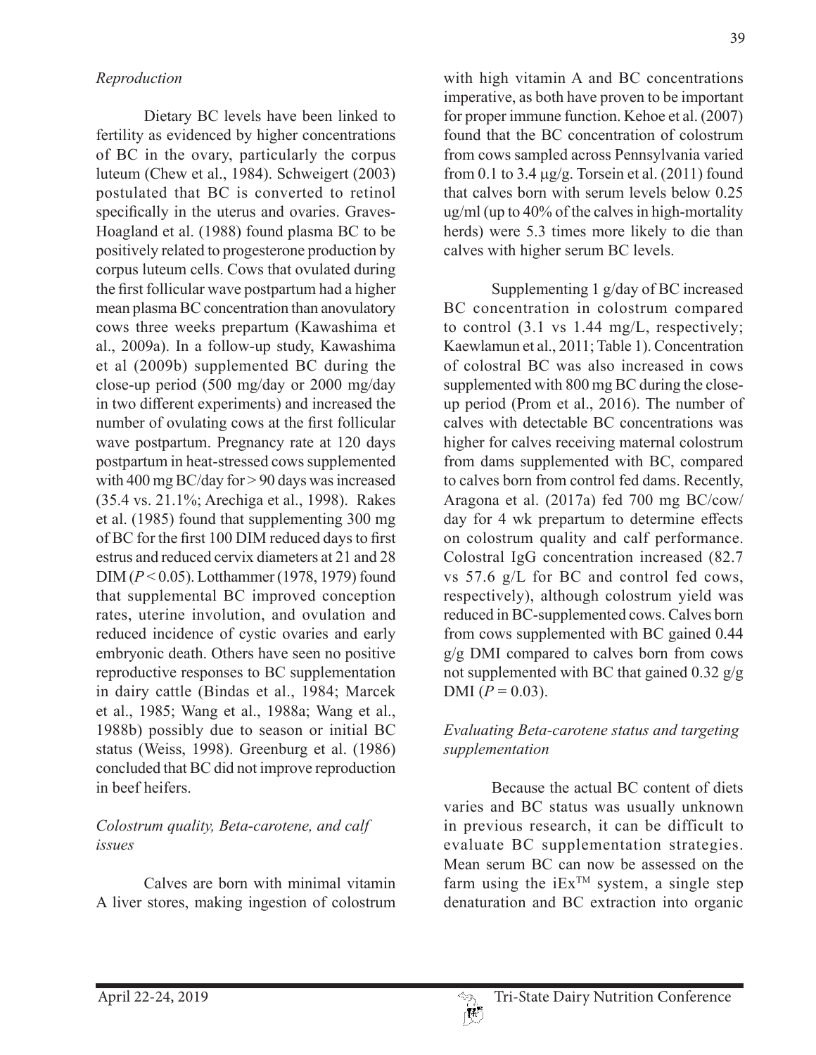### *Reproduction*

Dietary BC levels have been linked to fertility as evidenced by higher concentrations of BC in the ovary, particularly the corpus luteum (Chew et al., 1984). Schweigert (2003) postulated that BC is converted to retinol specifically in the uterus and ovaries. Graves-Hoagland et al. (1988) found plasma BC to be positively related to progesterone production by corpus luteum cells. Cows that ovulated during the first follicular wave postpartum had a higher mean plasma BC concentration than anovulatory cows three weeks prepartum (Kawashima et al., 2009a). In a follow-up study, Kawashima et al (2009b) supplemented BC during the close-up period (500 mg/day or 2000 mg/day in two different experiments) and increased the number of ovulating cows at the first follicular wave postpartum. Pregnancy rate at 120 days postpartum in heat-stressed cows supplemented with 400 mg BC/day for > 90 days was increased (35.4 vs. 21.1%; Arechiga et al., 1998). Rakes et al. (1985) found that supplementing 300 mg of BC for the first 100 DIM reduced days to first estrus and reduced cervix diameters at 21 and 28 DIM ($P < 0.05$). Lotthammer (1978, 1979) found that supplemental BC improved conception rates, uterine involution, and ovulation and reduced incidence of cystic ovaries and early embryonic death. Others have seen no positive reproductive responses to BC supplementation in dairy cattle (Bindas et al., 1984; Marcek et al., 1985; Wang et al., 1988a; Wang et al., 1988b) possibly due to season or initial BC status (Weiss, 1998). Greenburg et al. (1986) concluded that BC did not improve reproduction in beef heifers.

### *Colostrum quality, Beta-carotene, and calf issues*

Calves are born with minimal vitamin A liver stores, making ingestion of colostrum with high vitamin A and BC concentrations imperative, as both have proven to be important for proper immune function. Kehoe et al. (2007) found that the BC concentration of colostrum from cows sampled across Pennsylvania varied from 0.1 to 3.4 μg/g. Torsein et al. (2011) found that calves born with serum levels below 0.25 ug/ml (up to 40% of the calves in high-mortality herds) were 5.3 times more likely to die than calves with higher serum BC levels.

Supplementing 1 g/day of BC increased BC concentration in colostrum compared to control (3.1 vs 1.44 mg/L, respectively; Kaewlamun et al., 2011; Table 1). Concentration of colostral BC was also increased in cows supplemented with 800 mg BC during the close-up period (Prom et al., 2016). The number of calves with detectable BC concentrations was higher for calves receiving maternal colostrum from dams supplemented with BC, compared to calves born from control fed dams. Recently, Aragona et al. (2017a) fed 700 mg BC/cow/day for 4 wk prepartum to determine effects on colostrum quality and calf performance. Colostral IgG concentration increased (82.7 vs 57.6 g/L for BC and control fed cows, respectively), although colostrum yield was reduced in BC-supplemented cows. Calves born from cows supplemented with BC gained 0.44 g/g DMI compared to calves born from cows not supplemented with BC that gained 0.32 g/g DMI ($P = 0.03$).

### *Evaluating Beta-carotene status and targeting supplementation*

Because the actual BC content of diets varies and BC status was usually unknown in previous research, it can be difficult to evaluate BC supplementation strategies. Mean serum BC can now be assessed on the farm using the iEx™ system, a single step denaturation and BC extraction into organic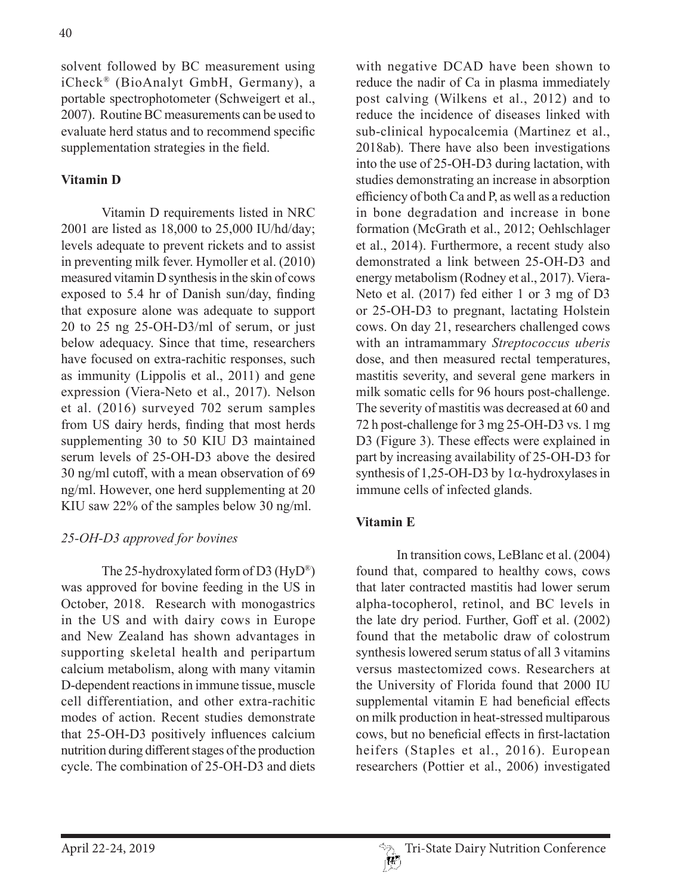solvent followed by BC measurement using iCheck® (BioAnalyt GmbH, Germany), a portable spectrophotometer (Schweigert et al., 2007). Routine BC measurements can be used to evaluate herd status and to recommend specific supplementation strategies in the field.

## Vitamin D

Vitamin D requirements listed in NRC 2001 are listed as 18,000 to 25,000 IU/hd/day; levels adequate to prevent rickets and to assist in preventing milk fever. Hymoller et al. (2010) measured vitamin D synthesis in the skin of cows exposed to 5.4 hr of Danish sun/day, finding that exposure alone was adequate to support 20 to 25 ng 25-OH-D3/ml of serum, or just below adequacy. Since that time, researchers have focused on extra-rachitic responses, such as immunity (Lippolis et al., 2011) and gene expression (Viera-Neto et al., 2017). Nelson et al. (2016) surveyed 702 serum samples from US dairy herds, finding that most herds supplementing 30 to 50 KIU D3 maintained serum levels of 25-OH-D3 above the desired 30 ng/ml cutoff, with a mean observation of 69 ng/ml. However, one herd supplementing at 20 KIU saw 22% of the samples below 30 ng/ml.

### *25-OH-D3 approved for bovines*

The 25-hydroxylated form of D3 (HyD®) was approved for bovine feeding in the US in October, 2018. Research with monogastrics in the US and with dairy cows in Europe and New Zealand has shown advantages in supporting skeletal health and peripartum calcium metabolism, along with many vitamin D-dependent reactions in immune tissue, muscle cell differentiation, and other extra-rachitic modes of action. Recent studies demonstrate that 25-OH-D3 positively influences calcium nutrition during different stages of the production cycle. The combination of 25-OH-D3 and diets with negative DCAD have been shown to reduce the nadir of Ca in plasma immediately post calving (Wilkens et al., 2012) and to reduce the incidence of diseases linked with sub-clinical hypocalcemia (Martinez et al., 2018ab). There have also been investigations into the use of 25-OH-D3 during lactation, with studies demonstrating an increase in absorption efficiency of both Ca and P, as well as a reduction in bone degradation and increase in bone formation (McGrath et al., 2012; Oehlschlager et al., 2014). Furthermore, a recent study also demonstrated a link between 25-OH-D3 and energy metabolism (Rodney et al., 2017). Viera-Neto et al. (2017) fed either 1 or 3 mg of D3 or 25-OH-D3 to pregnant, lactating Holstein cows. On day 21, researchers challenged cows with an intramammary *Streptococcus uberis* dose, and then measured rectal temperatures, mastitis severity, and several gene markers in milk somatic cells for 96 hours post-challenge. The severity of mastitis was decreased at 60 and 72 h post-challenge for 3 mg 25-OH-D3 vs. 1 mg D3 (Figure 3). These effects were explained in part by increasing availability of 25-OH-D3 for synthesis of 1,25-OH-D3 by 1$\alpha$-hydroxylases in immune cells of infected glands.

## Vitamin E

In transition cows, LeBlanc et al. (2004) found that, compared to healthy cows, cows that later contracted mastitis had lower serum alpha-tocopherol, retinol, and BC levels in the late dry period. Further, Goff et al. (2002) found that the metabolic draw of colostrum synthesis lowered serum status of all 3 vitamins versus mastectomized cows. Researchers at the University of Florida found that 2000 IU supplemental vitamin E had beneficial effects on milk production in heat-stressed multiparous cows, but no beneficial effects in first-lactation heifers (Staples et al., 2016). European researchers (Pottier et al., 2006) investigated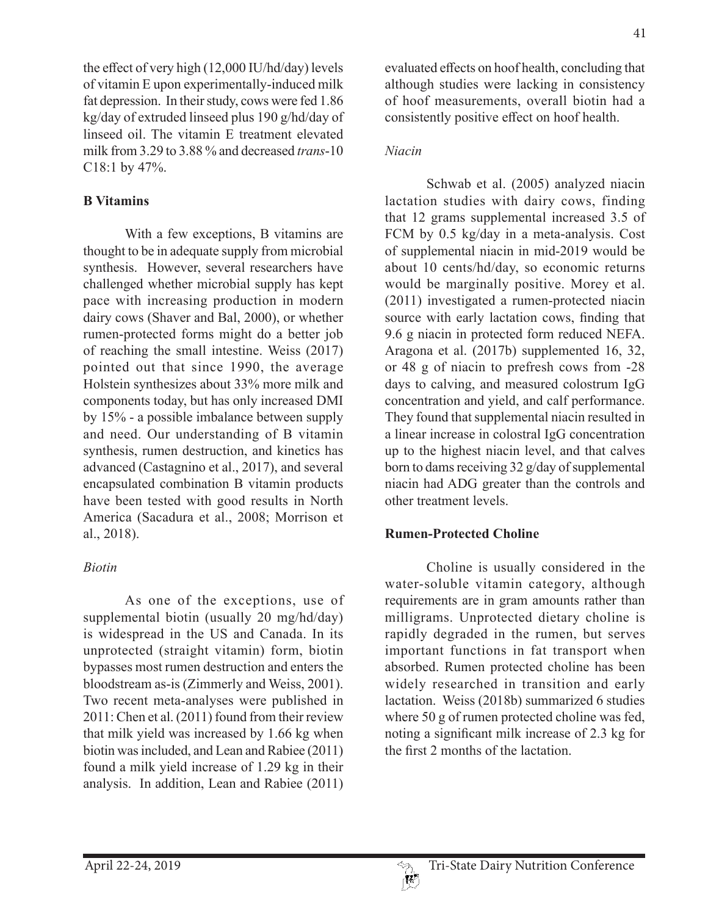the effect of very high (12,000 IU/hd/day) levels of vitamin E upon experimentally-induced milk fat depression. In their study, cows were fed 1.86 kg/day of extruded linseed plus 190 g/hd/day of linseed oil. The vitamin E treatment elevated milk from 3.29 to 3.88 % and decreased *trans*-10 C18:1 by 47%.

**B Vitamins**

With a few exceptions, B vitamins are thought to be in adequate supply from microbial synthesis. However, several researchers have challenged whether microbial supply has kept pace with increasing production in modern dairy cows (Shaver and Bal, 2000), or whether rumen-protected forms might do a better job of reaching the small intestine. Weiss (2017) pointed out that since 1990, the average Holstein synthesizes about 33% more milk and components today, but has only increased DMI by 15% - a possible imbalance between supply and need. Our understanding of B vitamin synthesis, rumen destruction, and kinetics has advanced (Castagnino et al., 2017), and several encapsulated combination B vitamin products have been tested with good results in North America (Sacadura et al., 2008; Morrison et al., 2018).

*Biotin*

As one of the exceptions, use of supplemental biotin (usually 20 mg/hd/day) is widespread in the US and Canada. In its unprotected (straight vitamin) form, biotin bypasses most rumen destruction and enters the bloodstream as-is (Zimmerly and Weiss, 2001). Two recent meta-analyses were published in 2011: Chen et al. (2011) found from their review that milk yield was increased by 1.66 kg when biotin was included, and Lean and Rabiee (2011) found a milk yield increase of 1.29 kg in their analysis. In addition, Lean and Rabiee (2011) evaluated effects on hoof health, concluding that although studies were lacking in consistency of hoof measurements, overall biotin had a consistently positive effect on hoof health.

*Niacin*

Schwab et al. (2005) analyzed niacin lactation studies with dairy cows, finding that 12 grams supplemental increased 3.5 of FCM by 0.5 kg/day in a meta-analysis. Cost of supplemental niacin in mid-2019 would be about 10 cents/hd/day, so economic returns would be marginally positive. Morey et al. (2011) investigated a rumen-protected niacin source with early lactation cows, finding that 9.6 g niacin in protected form reduced NEFA. Aragona et al. (2017b) supplemented 16, 32, or 48 g of niacin to prefresh cows from -28 days to calving, and measured colostrum IgG concentration and yield, and calf performance. They found that supplemental niacin resulted in a linear increase in colostral IgG concentration up to the highest niacin level, and that calves born to dams receiving 32 g/day of supplemental niacin had ADG greater than the controls and other treatment levels.

**Rumen-Protected Choline**

Choline is usually considered in the water-soluble vitamin category, although requirements are in gram amounts rather than milligrams. Unprotected dietary choline is rapidly degraded in the rumen, but serves important functions in fat transport when absorbed. Rumen protected choline has been widely researched in transition and early lactation. Weiss (2018b) summarized 6 studies where 50 g of rumen protected choline was fed, noting a significant milk increase of 2.3 kg for the first 2 months of the lactation.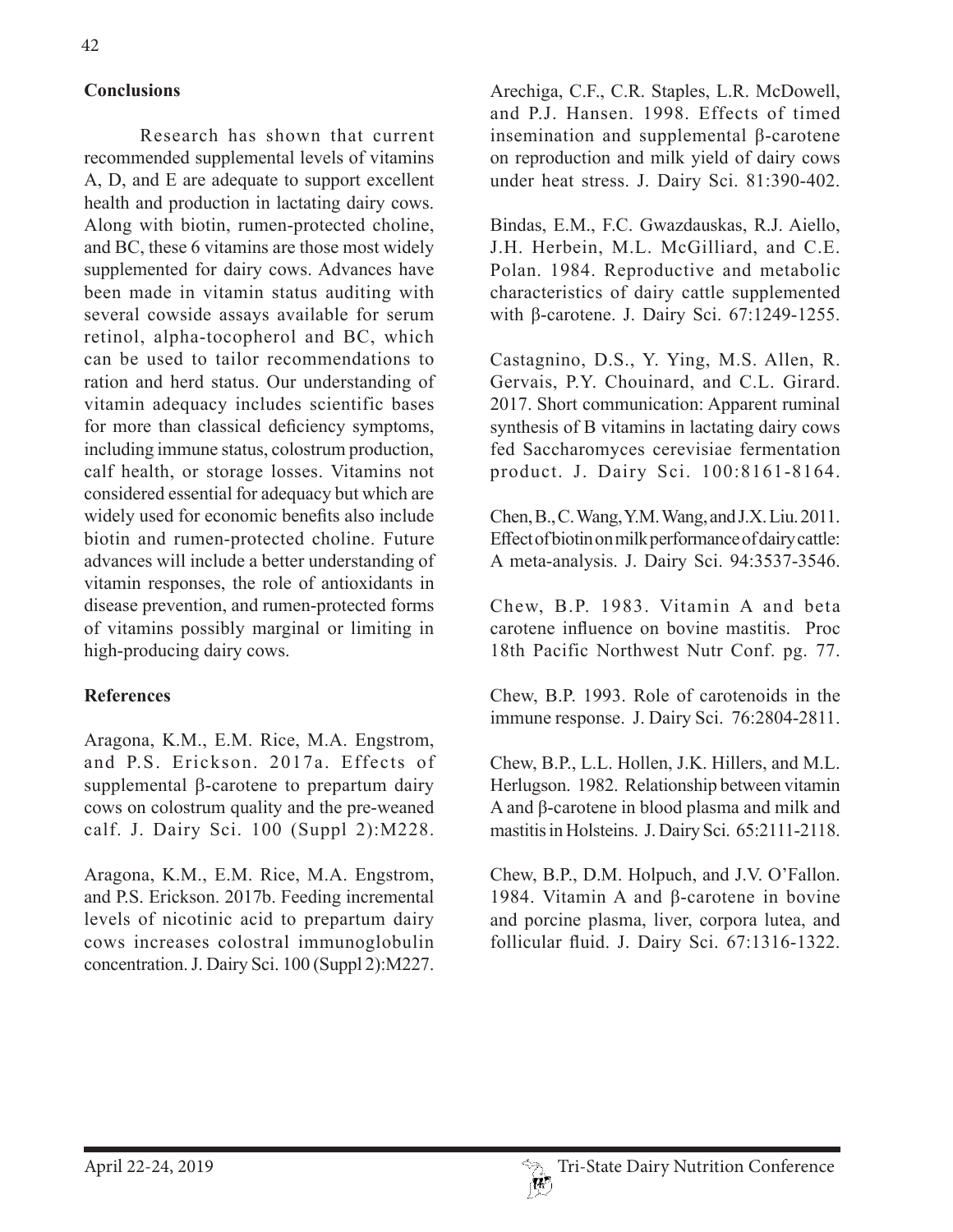## Conclusions

Research has shown that current recommended supplemental levels of vitamins A, D, and E are adequate to support excellent health and production in lactating dairy cows. Along with biotin, rumen-protected choline, and BC, these 6 vitamins are those most widely supplemented for dairy cows. Advances have been made in vitamin status auditing with several cowside assays available for serum retinol, alpha-tocopherol and BC, which can be used to tailor recommendations to ration and herd status. Our understanding of vitamin adequacy includes scientific bases for more than classical deficiency symptoms, including immune status, colostrum production, calf health, or storage losses. Vitamins not considered essential for adequacy but which are widely used for economic benefits also include biotin and rumen-protected choline. Future advances will include a better understanding of vitamin responses, the role of antioxidants in disease prevention, and rumen-protected forms of vitamins possibly marginal or limiting in high-producing dairy cows.

## References

Aragona, K.M., E.M. Rice, M.A. Engstrom, and P.S. Erickson. 2017a. Effects of supplemental β-carotene to prepartum dairy cows on colostrum quality and the pre-weaned calf. J. Dairy Sci. 100 (Suppl 2):M228.

Aragona, K.M., E.M. Rice, M.A. Engstrom, and P.S. Erickson. 2017b. Feeding incremental levels of nicotinic acid to prepartum dairy cows increases colostral immunoglobulin concentration. J. Dairy Sci. 100 (Suppl 2):M227.

Arechiga, C.F., C.R. Staples, L.R. McDowell, and P.J. Hansen. 1998. Effects of timed insemination and supplemental β-carotene on reproduction and milk yield of dairy cows under heat stress. J. Dairy Sci. 81:390-402.

Bindas, E.M., F.C. Gwazdauskas, R.J. Aiello, J.H. Herbein, M.L. McGilliard, and C.E. Polan. 1984. Reproductive and metabolic characteristics of dairy cattle supplemented with β-carotene. J. Dairy Sci. 67:1249-1255.

Castagnino, D.S., Y. Ying, M.S. Allen, R. Gervais, P.Y. Chouinard, and C.L. Girard. 2017. Short communication: Apparent ruminal synthesis of B vitamins in lactating dairy cows fed Saccharomyces cerevisiae fermentation product. J. Dairy Sci. 100:8161-8164.

Chen, B., C. Wang, Y.M. Wang, and J.X. Liu. 2011. Effect of biotin on milk performance of dairy cattle: A meta-analysis. J. Dairy Sci. 94:3537-3546.

Chew, B.P. 1983. Vitamin A and beta carotene influence on bovine mastitis. Proc 18th Pacific Northwest Nutr Conf. pg. 77.

Chew, B.P. 1993. Role of carotenoids in the immune response. J. Dairy Sci. 76:2804-2811.

Chew, B.P., L.L. Hollen, J.K. Hillers, and M.L. Herlugson. 1982. Relationship between vitamin A and β-carotene in blood plasma and milk and mastitis in Holsteins. J. Dairy Sci. 65:2111-2118.

Chew, B.P., D.M. Holpuch, and J.V. O'Fallon. 1984. Vitamin A and β-carotene in bovine and porcine plasma, liver, corpora lutea, and follicular fluid. J. Dairy Sci. 67:1316-1322.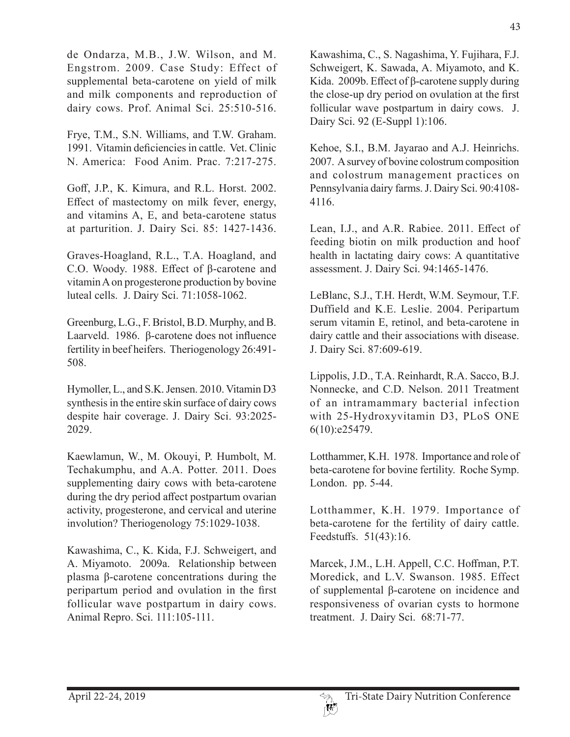de Ondarza, M.B., J.W. Wilson, and M. Engstrom. 2009. Case Study: Effect of supplemental beta-carotene on yield of milk and milk components and reproduction of dairy cows. Prof. Animal Sci. 25:510-516.

Frye, T.M., S.N. Williams, and T.W. Graham. 1991. Vitamin deficiencies in cattle. Vet. Clinic N. America: Food Anim. Prac. 7:217-275.

Goff, J.P., K. Kimura, and R.L. Horst. 2002. Effect of mastectomy on milk fever, energy, and vitamins A, E, and beta-carotene status at parturition. J. Dairy Sci. 85: 1427-1436.

Graves-Hoagland, R.L., T.A. Hoagland, and C.O. Woody. 1988. Effect of β-carotene and vitamin A on progesterone production by bovine luteal cells. J. Dairy Sci. 71:1058-1062.

Greenburg, L.G., F. Bristol, B.D. Murphy, and B. Laarveld. 1986. β-carotene does not influence fertility in beef heifers. Theriogenology 26:491-508.

Hymoller, L., and S.K. Jensen. 2010. Vitamin D3 synthesis in the entire skin surface of dairy cows despite hair coverage. J. Dairy Sci. 93:2025-2029.

Kaewlamun, W., M. Okouyi, P. Humbolt, M. Techakumphu, and A.A. Potter. 2011. Does supplementing dairy cows with beta-carotene during the dry period affect postpartum ovarian activity, progesterone, and cervical and uterine involution? Theriogenology 75:1029-1038.

Kawashima, C., K. Kida, F.J. Schweigert, and A. Miyamoto. 2009a. Relationship between plasma β-carotene concentrations during the peripartum period and ovulation in the first follicular wave postpartum in dairy cows. Animal Repro. Sci. 111:105-111.

Kawashima, C., S. Nagashima, Y. Fujihara, F.J. Schweigert, K. Sawada, A. Miyamoto, and K. Kida. 2009b. Effect of β-carotene supply during the close-up dry period on ovulation at the first follicular wave postpartum in dairy cows. J. Dairy Sci. 92 (E-Suppl 1):106.

Kehoe, S.I., B.M. Jayarao and A.J. Heinrichs. 2007. A survey of bovine colostrum composition and colostrum management practices on Pennsylvania dairy farms. J. Dairy Sci. 90:4108-4116.

Lean, I.J., and A.R. Rabiee. 2011. Effect of feeding biotin on milk production and hoof health in lactating dairy cows: A quantitative assessment. J. Dairy Sci. 94:1465-1476.

LeBlanc, S.J., T.H. Herdt, W.M. Seymour, T.F. Duffield and K.E. Leslie. 2004. Peripartum serum vitamin E, retinol, and beta-carotene in dairy cattle and their associations with disease. J. Dairy Sci. 87:609-619.

Lippolis, J.D., T.A. Reinhardt, R.A. Sacco, B.J. Nonnecke, and C.D. Nelson. 2011 Treatment of an intramammary bacterial infection with 25-Hydroxyvitamin D3, PLoS ONE 6(10):e25479.

Lotthammer, K.H. 1978. Importance and role of beta-carotene for bovine fertility. Roche Symp. London. pp. 5-44.

Lotthammer, K.H. 1979. Importance of beta-carotene for the fertility of dairy cattle. Feedstuffs. 51(43):16.

Marcek, J.M., L.H. Appell, C.C. Hoffman, P.T. Moredick, and L.V. Swanson. 1985. Effect of supplemental β-carotene on incidence and responsiveness of ovarian cysts to hormone treatment. J. Dairy Sci. 68:71-77.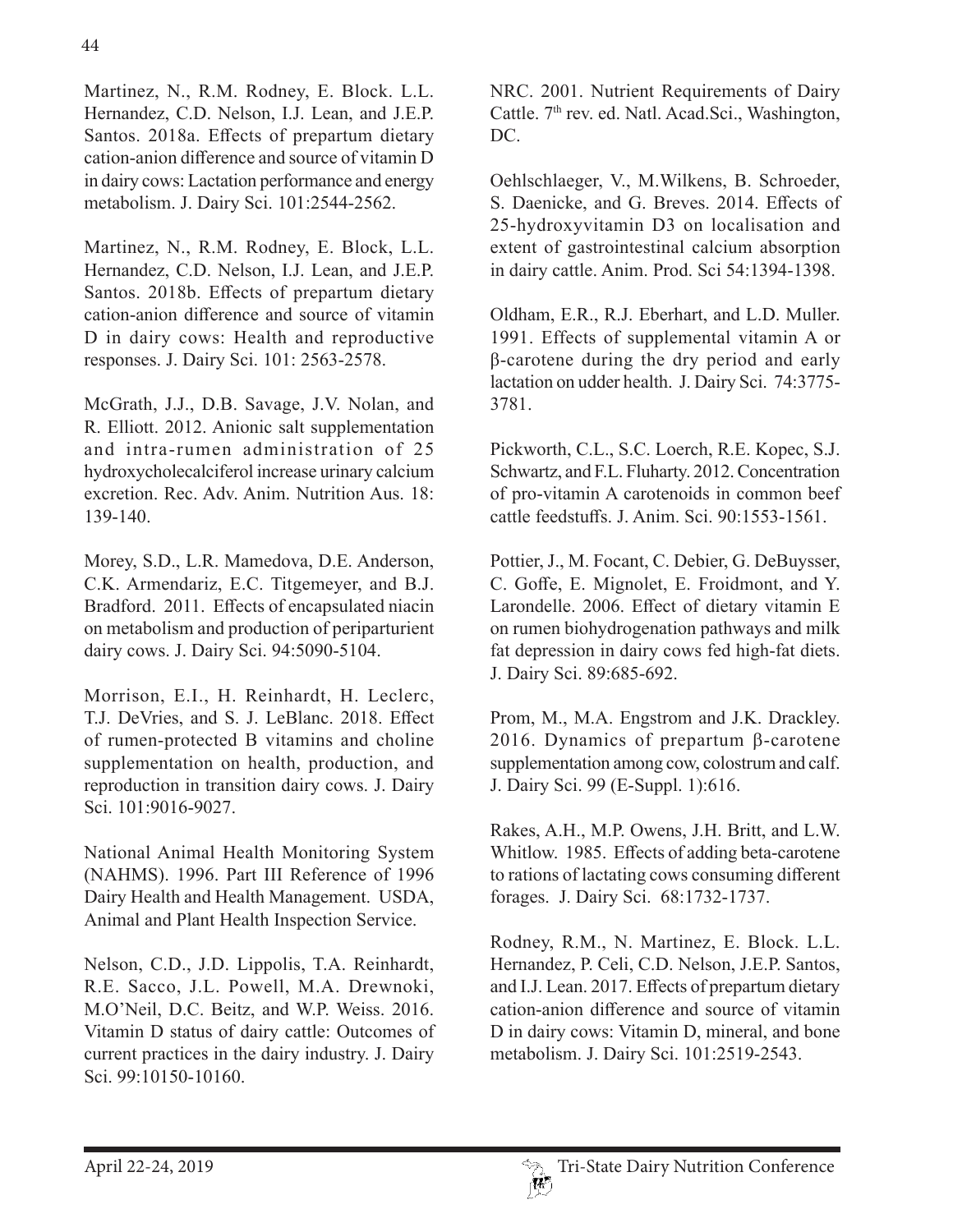Martinez, N., R.M. Rodney, E. Block. L.L. Hernandez, C.D. Nelson, I.J. Lean, and J.E.P. Santos. 2018a. Effects of prepartum dietary cation-anion difference and source of vitamin D in dairy cows: Lactation performance and energy metabolism. J. Dairy Sci. 101:2544-2562.

Martinez, N., R.M. Rodney, E. Block, L.L. Hernandez, C.D. Nelson, I.J. Lean, and J.E.P. Santos. 2018b. Effects of prepartum dietary cation-anion difference and source of vitamin D in dairy cows: Health and reproductive responses. J. Dairy Sci. 101: 2563-2578.

McGrath, J.J., D.B. Savage, J.V. Nolan, and R. Elliott. 2012. Anionic salt supplementation and intra-rumen administration of 25 hydroxycholecalciferol increase urinary calcium excretion. Rec. Adv. Anim. Nutrition Aus. 18: 139-140.

Morey, S.D., L.R. Mamedova, D.E. Anderson, C.K. Armendariz, E.C. Titgemeyer, and B.J. Bradford. 2011. Effects of encapsulated niacin on metabolism and production of periparturient dairy cows. J. Dairy Sci. 94:5090-5104.

Morrison, E.I., H. Reinhardt, H. Leclerc, T.J. DeVries, and S. J. LeBlanc. 2018. Effect of rumen-protected B vitamins and choline supplementation on health, production, and reproduction in transition dairy cows. J. Dairy Sci. 101:9016-9027.

National Animal Health Monitoring System (NAHMS). 1996. Part III Reference of 1996 Dairy Health and Health Management. USDA, Animal and Plant Health Inspection Service.

Nelson, C.D., J.D. Lippolis, T.A. Reinhardt, R.E. Sacco, J.L. Powell, M.A. Drewnoki, M.O'Neil, D.C. Beitz, and W.P. Weiss. 2016. Vitamin D status of dairy cattle: Outcomes of current practices in the dairy industry. J. Dairy Sci. 99:10150-10160.

NRC. 2001. Nutrient Requirements of Dairy Cattle. 7th rev. ed. Natl. Acad.Sci., Washington, DC.

Oehlschlaeger, V., M.Wilkens, B. Schroeder, S. Daenicke, and G. Breves. 2014. Effects of 25-hydroxyvitamin D3 on localisation and extent of gastrointestinal calcium absorption in dairy cattle. Anim. Prod. Sci 54:1394-1398.

Oldham, E.R., R.J. Eberhart, and L.D. Muller. 1991. Effects of supplemental vitamin A or β-carotene during the dry period and early lactation on udder health. J. Dairy Sci. 74:3775-3781.

Pickworth, C.L., S.C. Loerch, R.E. Kopec, S.J. Schwartz, and F.L. Fluharty. 2012. Concentration of pro-vitamin A carotenoids in common beef cattle feedstuffs. J. Anim. Sci. 90:1553-1561.

Pottier, J., M. Focant, C. Debier, G. DeBuysser, C. Goffe, E. Mignolet, E. Froidmont, and Y. Larondelle. 2006. Effect of dietary vitamin E on rumen biohydrogenation pathways and milk fat depression in dairy cows fed high-fat diets. J. Dairy Sci. 89:685-692.

Prom, M., M.A. Engstrom and J.K. Drackley. 2016. Dynamics of prepartum β-carotene supplementation among cow, colostrum and calf. J. Dairy Sci. 99 (E-Suppl. 1):616.

Rakes, A.H., M.P. Owens, J.H. Britt, and L.W. Whitlow. 1985. Effects of adding beta-carotene to rations of lactating cows consuming different forages. J. Dairy Sci. 68:1732-1737.

Rodney, R.M., N. Martinez, E. Block. L.L. Hernandez, P. Celi, C.D. Nelson, J.E.P. Santos, and I.J. Lean. 2017. Effects of prepartum dietary cation-anion difference and source of vitamin D in dairy cows: Vitamin D, mineral, and bone metabolism. J. Dairy Sci. 101:2519-2543.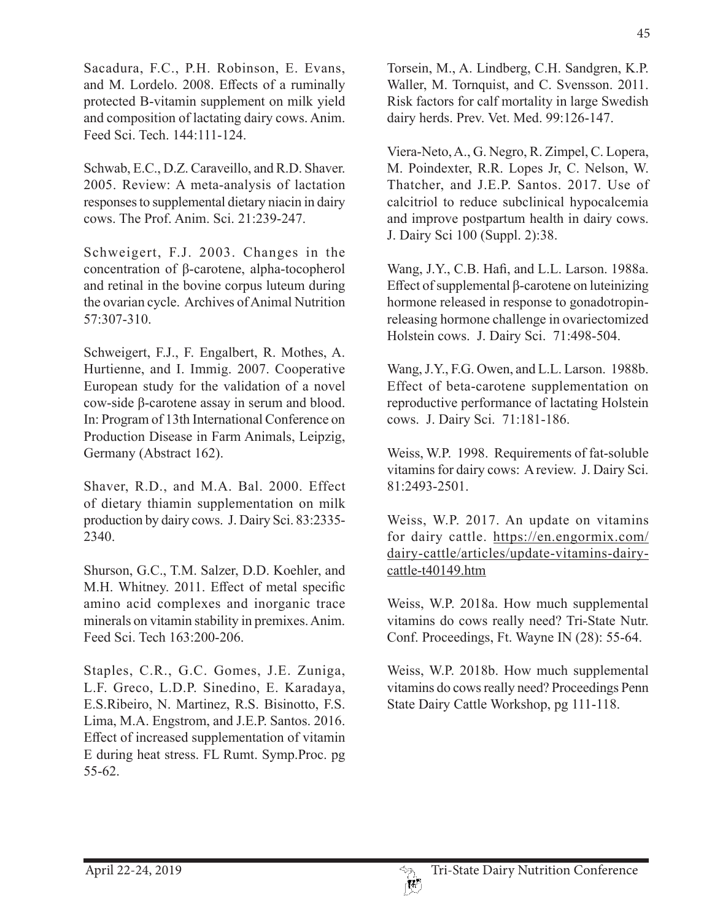Sacadura, F.C., P.H. Robinson, E. Evans, and M. Lordelo. 2008. Effects of a ruminally protected B-vitamin supplement on milk yield and composition of lactating dairy cows. Anim. Feed Sci. Tech. 144:111-124.

Schwab, E.C., D.Z. Caraveillo, and R.D. Shaver. 2005. Review: A meta-analysis of lactation responses to supplemental dietary niacin in dairy cows. The Prof. Anim. Sci. 21:239-247.

Schweigert, F.J. 2003. Changes in the concentration of β-carotene, alpha-tocopherol and retinal in the bovine corpus luteum during the ovarian cycle. Archives of Animal Nutrition 57:307-310.

Schweigert, F.J., F. Engalbert, R. Mothes, A. Hurtienne, and I. Immig. 2007. Cooperative European study for the validation of a novel cow-side β-carotene assay in serum and blood. In: Program of 13th International Conference on Production Disease in Farm Animals, Leipzig, Germany (Abstract 162).

Shaver, R.D., and M.A. Bal. 2000. Effect of dietary thiamin supplementation on milk production by dairy cows. J. Dairy Sci. 83:2335-2340.

Shurson, G.C., T.M. Salzer, D.D. Koehler, and M.H. Whitney. 2011. Effect of metal specific amino acid complexes and inorganic trace minerals on vitamin stability in premixes. Anim. Feed Sci. Tech 163:200-206.

Staples, C.R., G.C. Gomes, J.E. Zuniga, L.F. Greco, L.D.P. Sinedino, E. Karadaya, E.S.Ribeiro, N. Martinez, R.S. Bisinotto, F.S. Lima, M.A. Engstrom, and J.E.P. Santos. 2016. Effect of increased supplementation of vitamin E during heat stress. FL Rumt. Symp.Proc. pg 55-62.

Torsein, M., A. Lindberg, C.H. Sandgren, K.P. Waller, M. Tornquist, and C. Svensson. 2011. Risk factors for calf mortality in large Swedish dairy herds. Prev. Vet. Med. 99:126-147.

Viera-Neto, A., G. Negro, R. Zimpel, C. Lopera, M. Poindexter, R.R. Lopes Jr, C. Nelson, W. Thatcher, and J.E.P. Santos. 2017. Use of calcitriol to reduce subclinical hypocalcemia and improve postpartum health in dairy cows. J. Dairy Sci 100 (Suppl. 2):38.

Wang, J.Y., C.B. Hafi, and L.L. Larson. 1988a. Effect of supplemental β-carotene on luteinizing hormone released in response to gonadotropin-releasing hormone challenge in ovariectomized Holstein cows. J. Dairy Sci. 71:498-504.

Wang, J.Y., F.G. Owen, and L.L. Larson. 1988b. Effect of beta-carotene supplementation on reproductive performance of lactating Holstein cows. J. Dairy Sci. 71:181-186.

Weiss, W.P. 1998. Requirements of fat-soluble vitamins for dairy cows: A review. J. Dairy Sci. 81:2493-2501.

Weiss, W.P. 2017. An update on vitamins for dairy cattle. https://en.engormix.com/dairy-cattle/articles/update-vitamins-dairy-cattle-t40149.htm

Weiss, W.P. 2018a. How much supplemental vitamins do cows really need? Tri-State Nutr. Conf. Proceedings, Ft. Wayne IN (28): 55-64.

Weiss, W.P. 2018b. How much supplemental vitamins do cows really need? Proceedings Penn State Dairy Cattle Workshop, pg 111-118.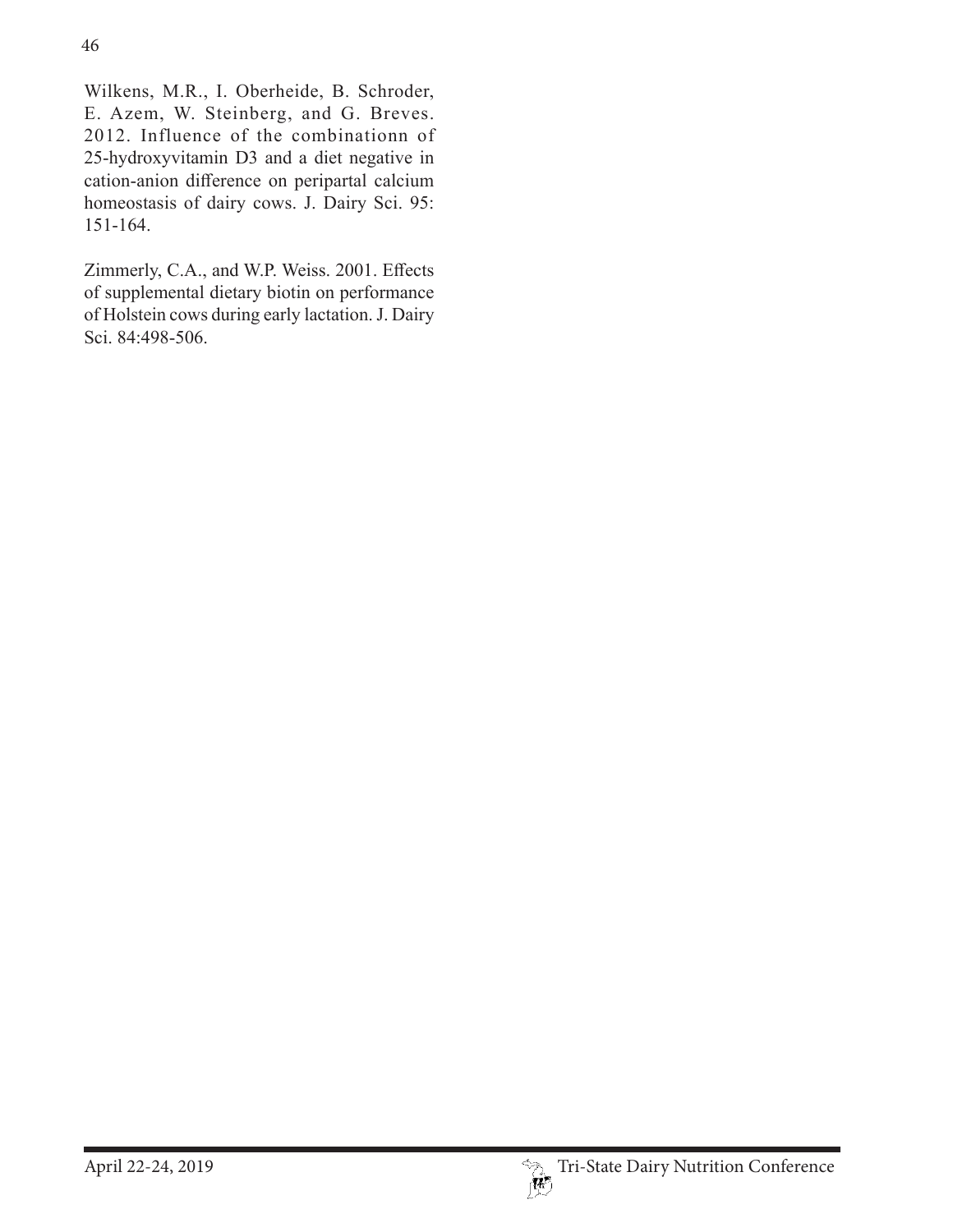Wilkens, M.R., I. Oberheide, B. Schroder, E. Azem, W. Steinberg, and G. Breves. 2012. Influence of the combinationn of 25-hydroxyvitamin D3 and a diet negative in cation-anion difference on peripartal calcium homeostasis of dairy cows. J. Dairy Sci. 95: 151-164.

Zimmerly, C.A., and W.P. Weiss. 2001. Effects of supplemental dietary biotin on performance of Holstein cows during early lactation. J. Dairy Sci. 84:498-506.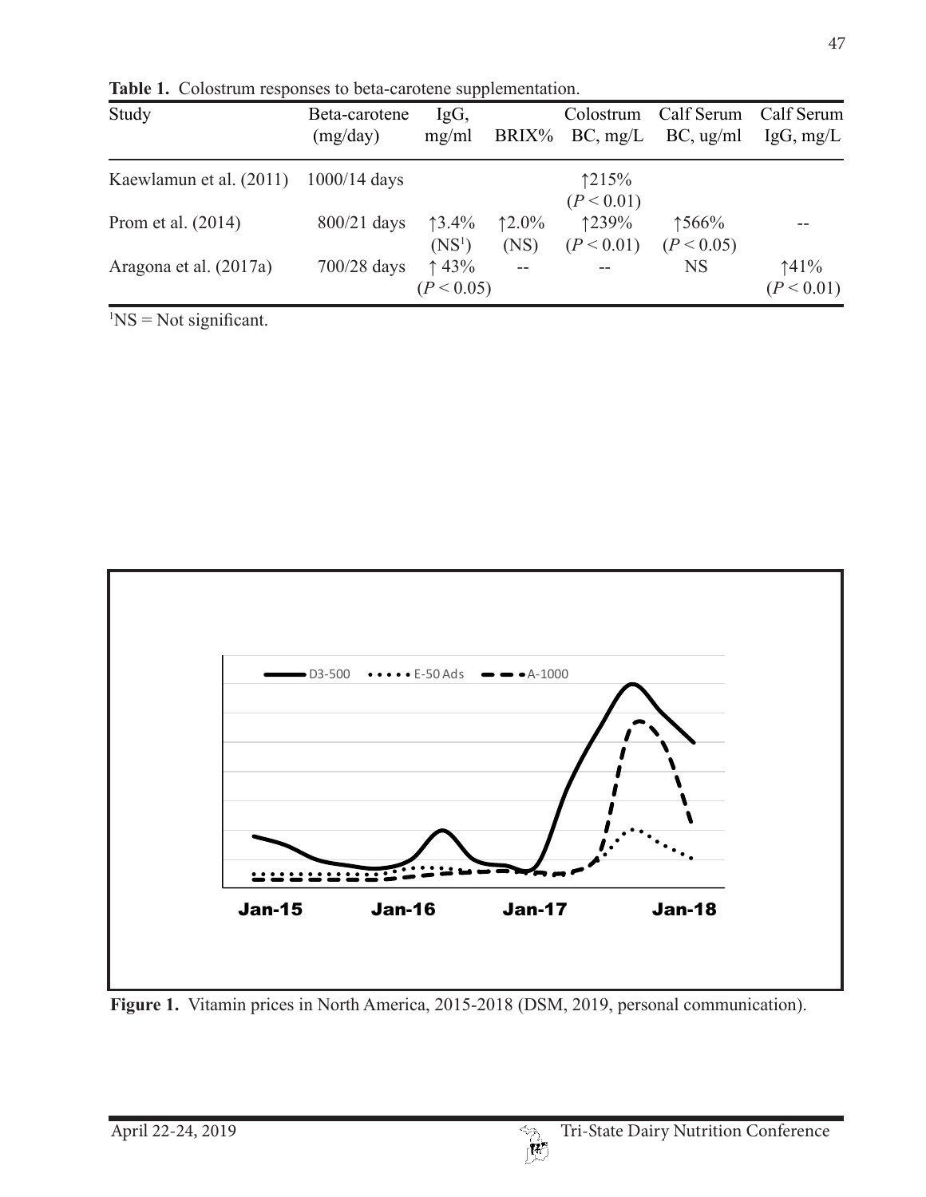**Table 1.** Colostrum responses to beta-carotene supplementation.

| Study | Beta-carotene (mg/day) | IgG, mg/ml | BRIX% | Colostrum BC, mg/L | Calf Serum BC, ug/ml | Calf Serum IgG, mg/L |
|---|---|---|---|---|---|---|
| Kaewlamun et al. (2011) | 1000/14 days | | | ↑215% ($P < 0.01$) | | |
| Prom et al. (2014) | 800/21 days | ↑3.4% (NS[1]) | ↑2.0% (NS) | ↑239% ($P < 0.01$) | ↑566% ($P < 0.05$) | -- |
| Aragona et al. (2017a) | 700/28 days | ↑ 43% ($P < 0.05$) | -- | -- | NS | ↑41% ($P < 0.01$) |

[1]NS = Not significant.

**Figure 1.** Vitamin prices in North America, 2015-2018 (DSM, 2019, personal communication).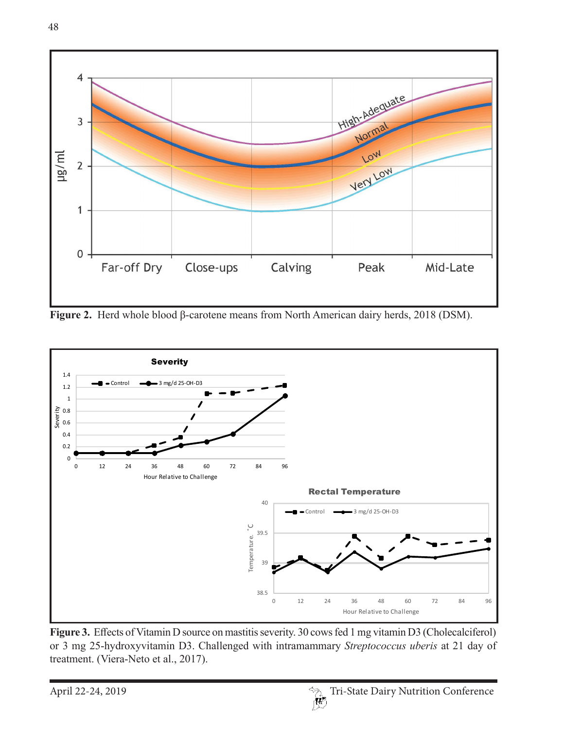4
3
2
1
0
μg/ml
Far-off Dry
Close-ups
Calving
Peak
Mid-Late
High-Adequate
Normal
Low
Very Low

**Figure 2.** Herd whole blood β-carotene means from North American dairy herds, 2018 (DSM).

Severity
1.4
1.2
1
0.8
0.6
0.4
0.2
0
Severity
Control
3 mg/d 25-OH-D3
0
12
24
36
48
60
72
84
96
Hour Relative to Challenge

Rectal Temperature
40
39.5
39
38.5
Temperature, °C
Control
3 mg/d 25-OH-D3
0
12
24
36
48
60
72
84
96
Hour Relative to Challenge

**Figure 3.** Effects of Vitamin D source on mastitis severity. 30 cows fed 1 mg vitamin D3 (Cholecalciferol) or 3 mg 25-hydroxyvitamin D3. Challenged with intramammary *Streptococcus uberis* at 21 day of treatment. (Viera-Neto et al., 2017).